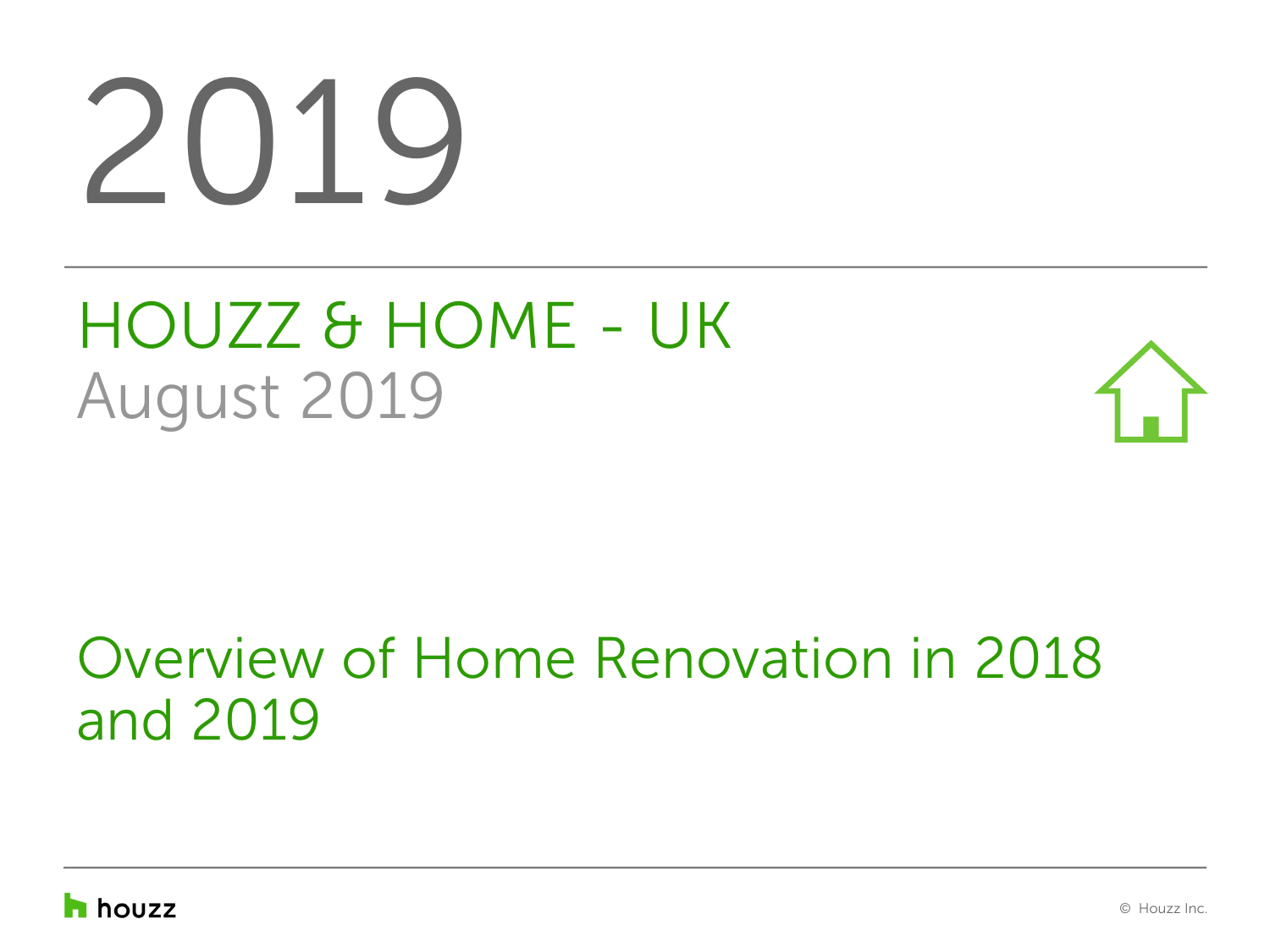# 2019

## HOUZZ & HOME - UK

August 2019

## Overview of Home Renovation in 2018 and 2019

houzz

© Houzz Inc.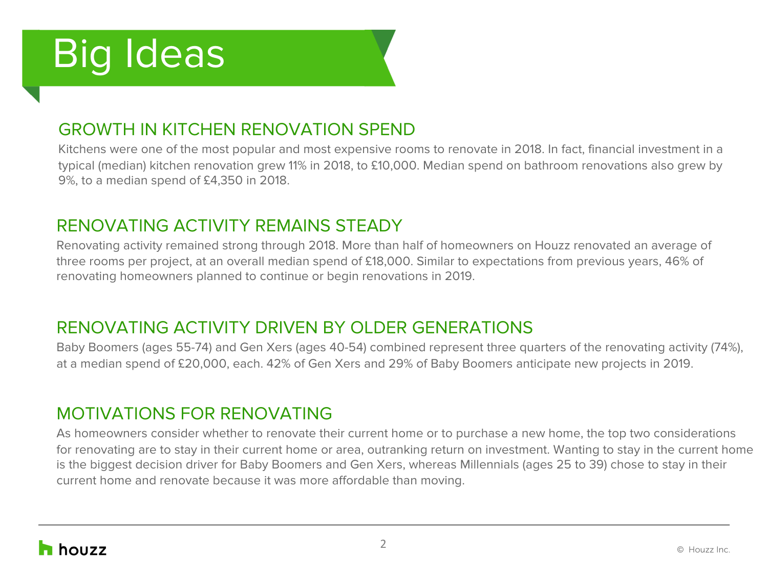# Big Ideas

## GROWTH IN KITCHEN RENOVATION SPEND

Kitchens were one of the most popular and most expensive rooms to renovate in 2018. In fact, financial investment in a typical (median) kitchen renovation grew 11% in 2018, to £10,000. Median spend on bathroom renovations also grew by 9%, to a median spend of £4,350 in 2018.

## RENOVATING ACTIVITY REMAINS STEADY

Renovating activity remained strong through 2018. More than half of homeowners on Houzz renovated an average of three rooms per project, at an overall median spend of £18,000. Similar to expectations from previous years, 46% of renovating homeowners planned to continue or begin renovations in 2019.

## RENOVATING ACTIVITY DRIVEN BY OLDER GENERATIONS

Baby Boomers (ages 55-74) and Gen Xers (ages 40-54) combined represent three quarters of the renovating activity (74%), at a median spend of £20,000, each. 42% of Gen Xers and 29% of Baby Boomers anticipate new projects in 2019.

## MOTIVATIONS FOR RENOVATING

As homeowners consider whether to renovate their current home or to purchase a new home, the top two considerations for renovating are to stay in their current home or area, outranking return on investment. Wanting to stay in the current home is the biggest decision driver for Baby Boomers and Gen Xers, whereas Millennials (ages 25 to 39) chose to stay in their current home and renovate because it was more affordable than moving.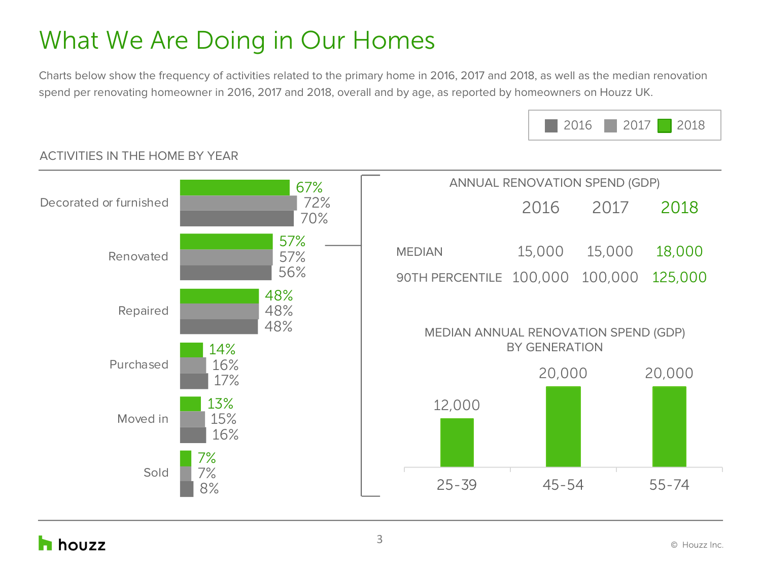# What We Are Doing in Our Homes

Charts below show the frequency of activities related to the primary home in 2016, 2017 and 2018, as well as the median renovation spend per renovating homeowner in 2016, 2017 and 2018, overall and by age, as reported by homeowners on Houzz UK.

## ACTIVITIES IN THE HOME BY YEAR

| Activity | 2018 | 2017 | 2016 |
| --- | --- | --- | --- |
| Decorated or furnished | 67% | 72% | 70% |
| Renovated | 57% | 57% | 56% |
| Repaired | 48% | 48% | 48% |
| Purchased | 14% | 16% | 17% |
| Moved in | 13% | 15% | 16% |
| Sold | 7% | 7% | 8% |

### ANNUAL RENOVATION SPEND (GDP)

| | 2016 | 2017 | 2018 |
| --- | --- | --- | --- |
| MEDIAN | 15,000 | 15,000 | 18,000 |
| 90TH PERCENTILE | 100,000 | 100,000 | 125,000 |

### MEDIAN ANNUAL RENOVATION SPEND (GDP) BY GENERATION

| 25-39 | 45-54 | 55-74 |
| --- | --- | --- |
| 12,000 | 20,000 | 20,000 |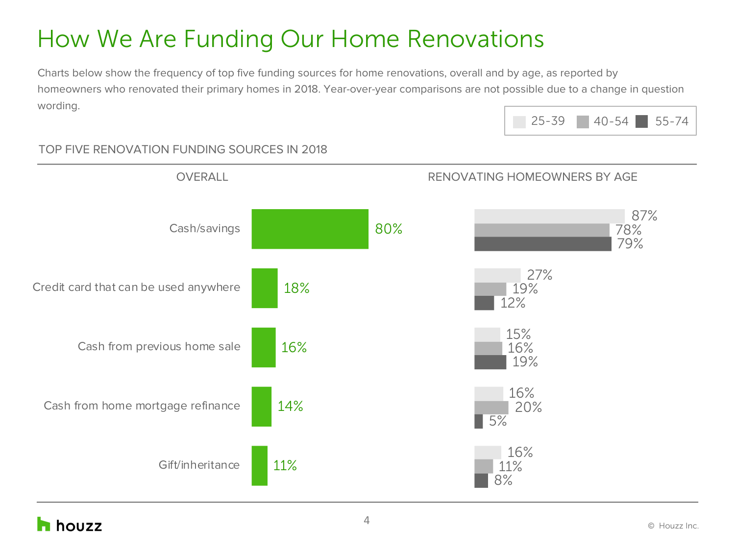# How We Are Funding Our Home Renovations

Charts below show the frequency of top five funding sources for home renovations, overall and by age, as reported by homeowners who renovated their primary homes in 2018. Year-over-year comparisons are not possible due to a change in question wording.

## TOP FIVE RENOVATION FUNDING SOURCES IN 2018

| Funding source | Overall | 25-39 | 40-54 | 55-74 |
|---|---|---|---|---|
| Cash/savings | 80% | 87% | 78% | 79% |
| Credit card that can be used anywhere | 18% | 27% | 19% | 12% |
| Cash from previous home sale | 16% | 15% | 16% | 19% |
| Cash from home mortgage refinance | 14% | 16% | 20% | 5% |
| Gift/inheritance | 11% | 16% | 11% | 8% |

© Houzz Inc.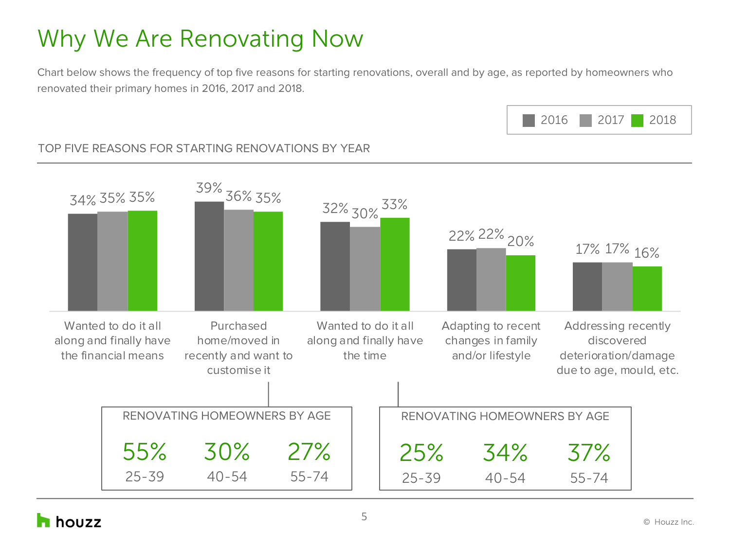# Why We Are Renovating Now

Chart below shows the frequency of top five reasons for starting renovations, overall and by age, as reported by homeowners who renovated their primary homes in 2016, 2017 and 2018.

## TOP FIVE REASONS FOR STARTING RENOVATIONS BY YEAR

| Reason | 2016 | 2017 | 2018 |
| --- | --- | --- | --- |
| Wanted to do it all along and finally have the financial means | 34% | 35% | 35% |
| Purchased home/moved in recently and want to customise it | 39% | 36% | 35% |
| Wanted to do it all along and finally have the time | 32% | 30% | 33% |
| Adapting to recent changes in family and/or lifestyle | 22% | 22% | 20% |
| Addressing recently discovered deterioration/damage due to age, mould, etc. | 17% | 17% | 16% |

**Purchased home/moved in recently and want to customise it — RENOVATING HOMEOWNERS BY AGE**

| 25-39 | 40-54 | 55-74 |
| --- | --- | --- |
| 55% | 30% | 27% |

**Wanted to do it all along and finally have the time — RENOVATING HOMEOWNERS BY AGE**

| 25-39 | 40-54 | 55-74 |
| --- | --- | --- |
| 25% | 34% | 37% |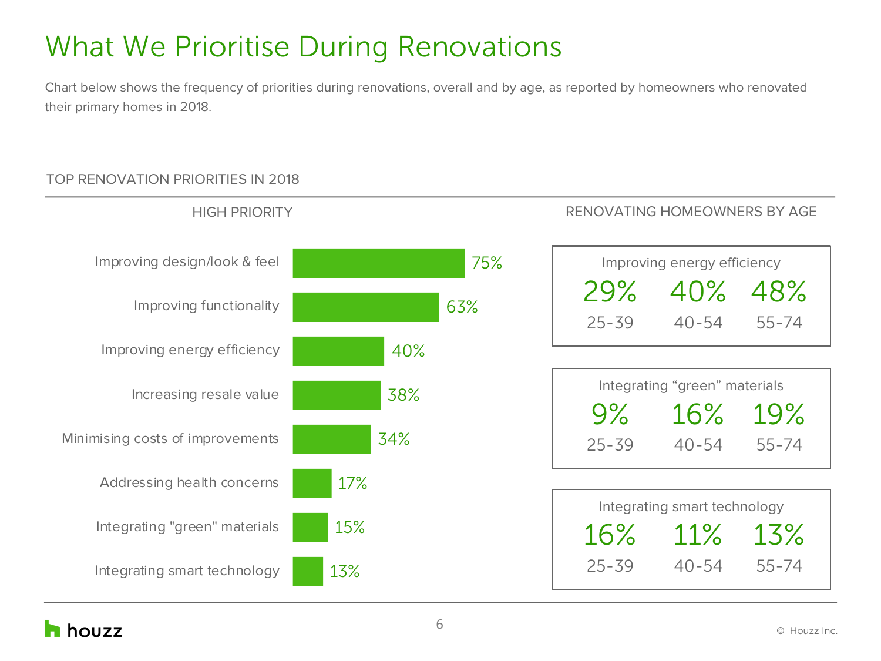# What We Prioritise During Renovations

Chart below shows the frequency of priorities during renovations, overall and by age, as reported by homeowners who renovated their primary homes in 2018.

## TOP RENOVATION PRIORITIES IN 2018

### HIGH PRIORITY

| Priority | % |
|---|---|
| Improving design/look & feel | 75% |
| Improving functionality | 63% |
| Improving energy efficiency | 40% |
| Increasing resale value | 38% |
| Minimising costs of improvements | 34% |
| Addressing health concerns | 17% |
| Integrating "green" materials | 15% |
| Integrating smart technology | 13% |

### RENOVATING HOMEOWNERS BY AGE

| | 25-39 | 40-54 | 55-74 |
|---|---|---|---|
| Improving energy efficiency | 29% | 40% | 48% |
| Integrating “green” materials | 9% | 16% | 19% |
| Integrating smart technology | 16% | 11% | 13% |

houzz

© Houzz Inc.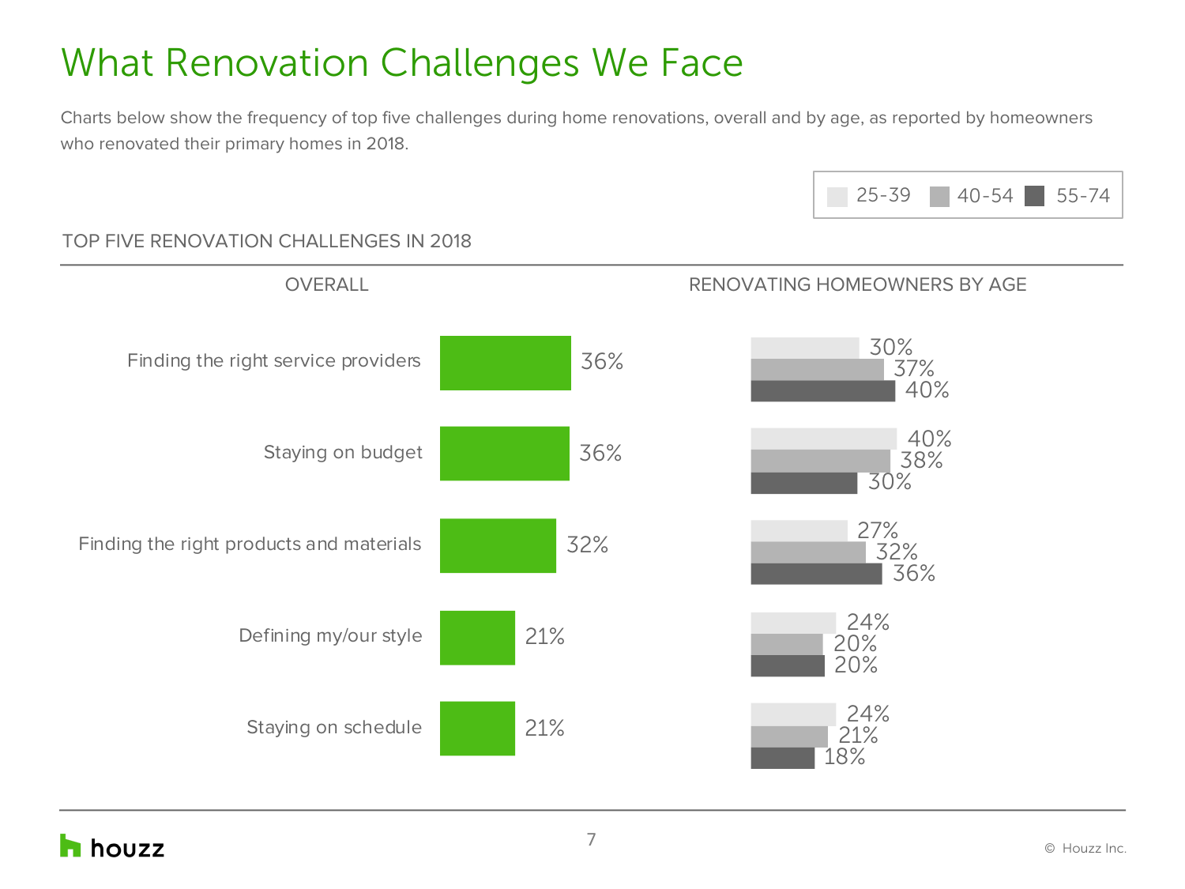# What Renovation Challenges We Face

Charts below show the frequency of top five challenges during home renovations, overall and by age, as reported by homeowners who renovated their primary homes in 2018.

## TOP FIVE RENOVATION CHALLENGES IN 2018

| Challenge | Overall | 25-39 | 40-54 | 55-74 |
|---|---|---|---|---|
| Finding the right service providers | 36% | 30% | 37% | 40% |
| Staying on budget | 36% | 40% | 38% | 30% |
| Finding the right products and materials | 32% | 27% | 32% | 36% |
| Defining my/our style | 21% | 24% | 20% | 20% |
| Staying on schedule | 21% | 24% | 21% | 18% |

© Houzz Inc.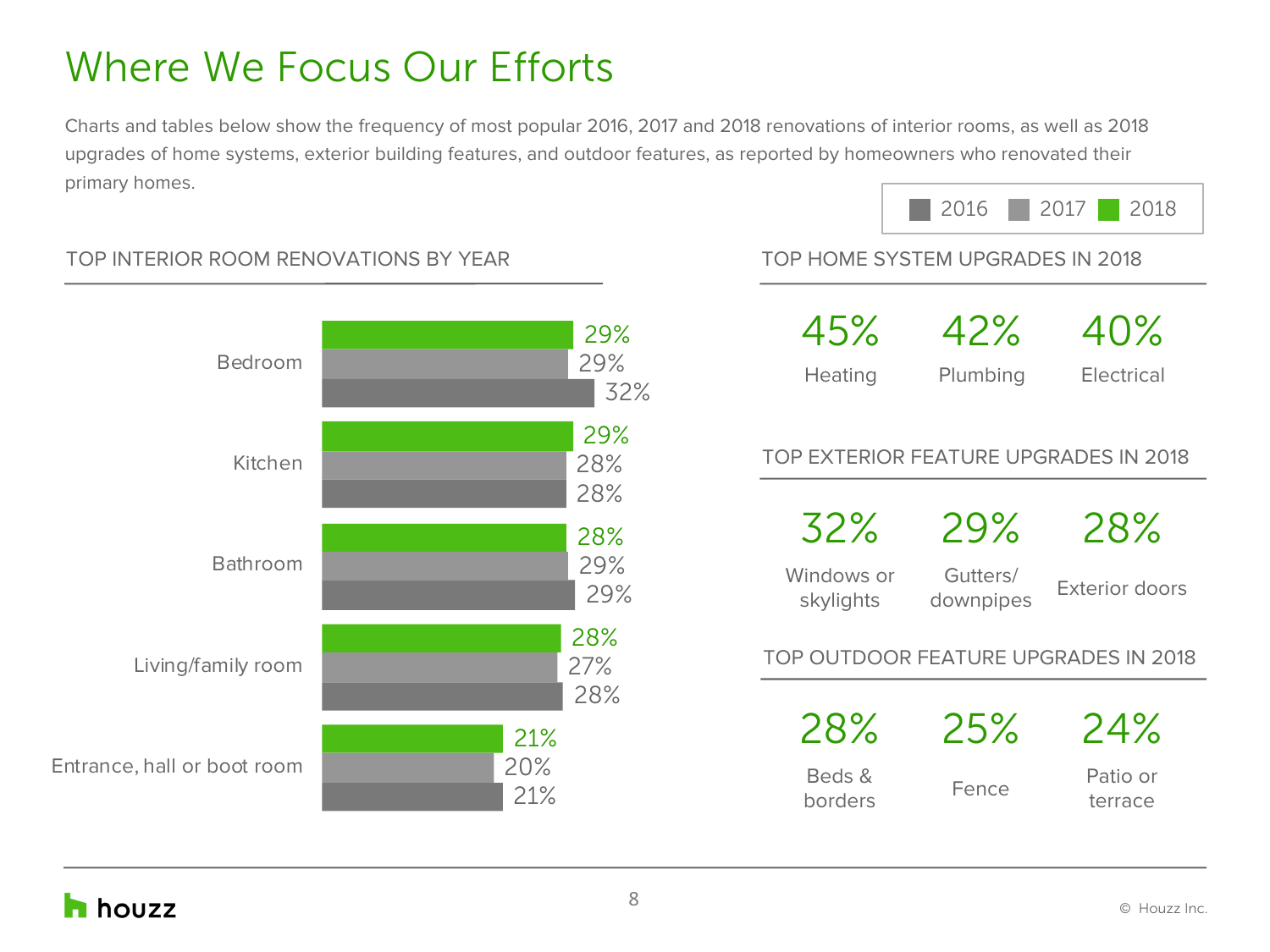# Where We Focus Our Efforts

Charts and tables below show the frequency of most popular 2016, 2017 and 2018 renovations of interior rooms, as well as 2018 upgrades of home systems, exterior building features, and outdoor features, as reported by homeowners who renovated their primary homes.

## TOP INTERIOR ROOM RENOVATIONS BY YEAR

| Room | 2018 | 2017 | 2016 |
|---|---|---|---|
| Bedroom | 29% | 29% | 32% |
| Kitchen | 29% | 28% | 28% |
| Bathroom | 28% | 29% | 29% |
| Living/family room | 28% | 27% | 28% |
| Entrance, hall or boot room | 21% | 20% | 21% |

## TOP HOME SYSTEM UPGRADES IN 2018

| Heating | Plumbing | Electrical |
|---|---|---|
| 45% | 42% | 40% |

## TOP EXTERIOR FEATURE UPGRADES IN 2018

| Windows or skylights | Gutters/ downpipes | Exterior doors |
|---|---|---|
| 32% | 29% | 28% |

## TOP OUTDOOR FEATURE UPGRADES IN 2018

| Beds & borders | Fence | Patio or terrace |
|---|---|---|
| 28% | 25% | 24% |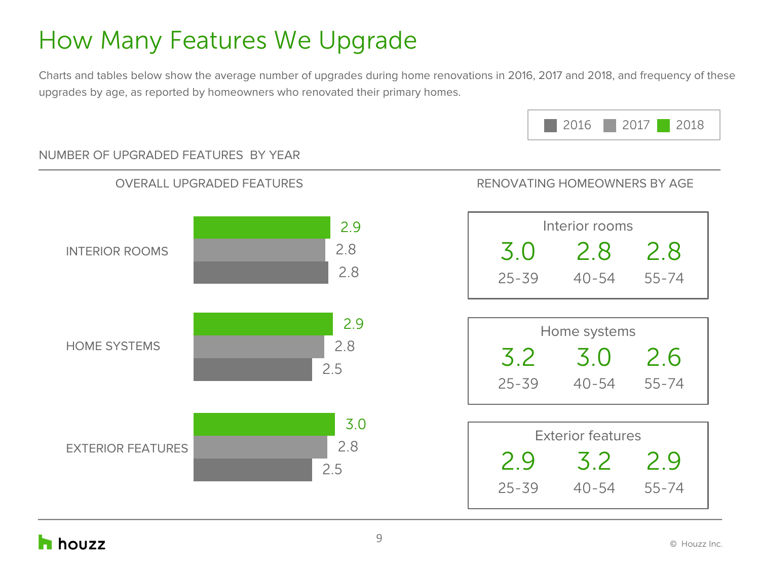# How Many Features We Upgrade

Charts and tables below show the average number of upgrades during home renovations in 2016, 2017 and 2018, and frequency of these upgrades by age, as reported by homeowners who renovated their primary homes.

## NUMBER OF UPGRADED FEATURES BY YEAR

### OVERALL UPGRADED FEATURES

| | 2018 | 2017 | 2016 |
|---|---|---|---|
| INTERIOR ROOMS | 2.9 | 2.8 | 2.8 |
| HOME SYSTEMS | 2.9 | 2.8 | 2.5 |
| EXTERIOR FEATURES | 3.0 | 2.8 | 2.5 |

### RENOVATING HOMEOWNERS BY AGE

| | 25-39 | 40-54 | 55-74 |
|---|---|---|---|
| Interior rooms | 3.0 | 2.8 | 2.8 |
| Home systems | 3.2 | 3.0 | 2.6 |
| Exterior features | 2.9 | 3.2 | 2.9 |

© Houzz Inc.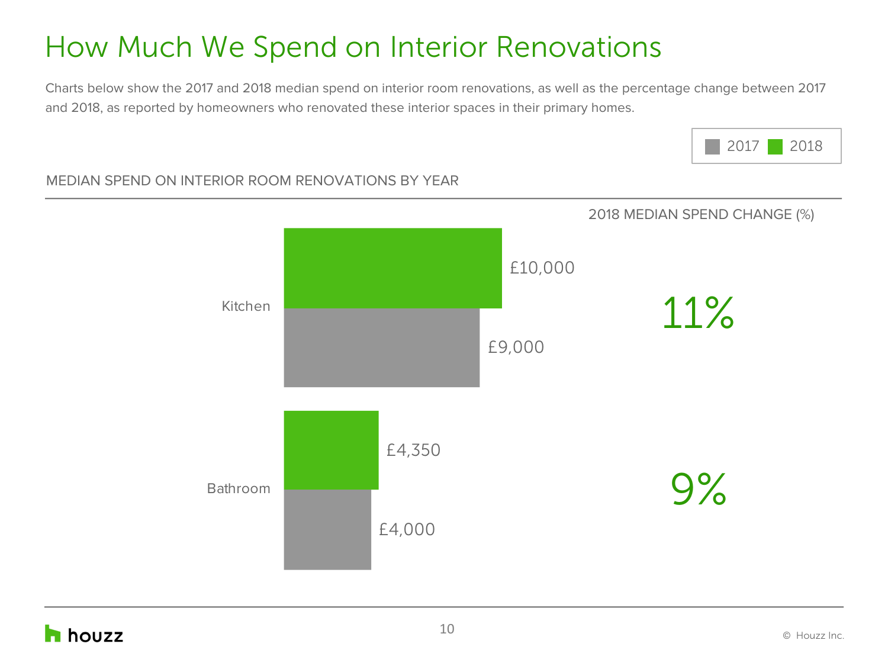# How Much We Spend on Interior Renovations

Charts below show the 2017 and 2018 median spend on interior room renovations, as well as the percentage change between 2017 and 2018, as reported by homeowners who renovated these interior spaces in their primary homes.

MEDIAN SPEND ON INTERIOR ROOM RENOVATIONS BY YEAR

| Room | 2018 | 2017 | 2018 MEDIAN SPEND CHANGE (%) |
| --- | --- | --- | --- |
| Kitchen | £10,000 | £9,000 | 11% |
| Bathroom | £4,350 | £4,000 | 9% |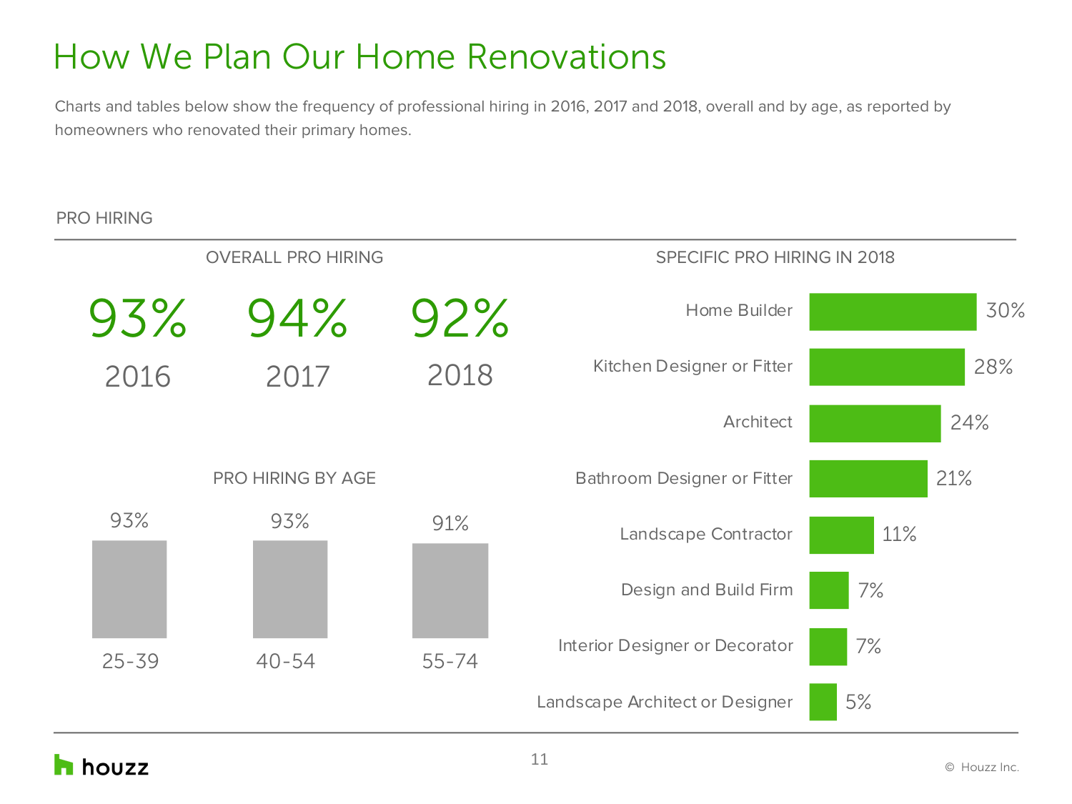# How We Plan Our Home Renovations

Charts and tables below show the frequency of professional hiring in 2016, 2017 and 2018, overall and by age, as reported by homeowners who renovated their primary homes.

## PRO HIRING

### OVERALL PRO HIRING

| 2016 | 2017 | 2018 |
|---|---|---|
| 93% | 94% | 92% |

### PRO HIRING BY AGE

| 25-39 | 40-54 | 55-74 |
|---|---|---|
| 93% | 93% | 91% |

### SPECIFIC PRO HIRING IN 2018

| Professional | % |
|---|---|
| Home Builder | 30% |
| Kitchen Designer or Fitter | 28% |
| Architect | 24% |
| Bathroom Designer or Fitter | 21% |
| Landscape Contractor | 11% |
| Design and Build Firm | 7% |
| Interior Designer or Decorator | 7% |
| Landscape Architect or Designer | 5% |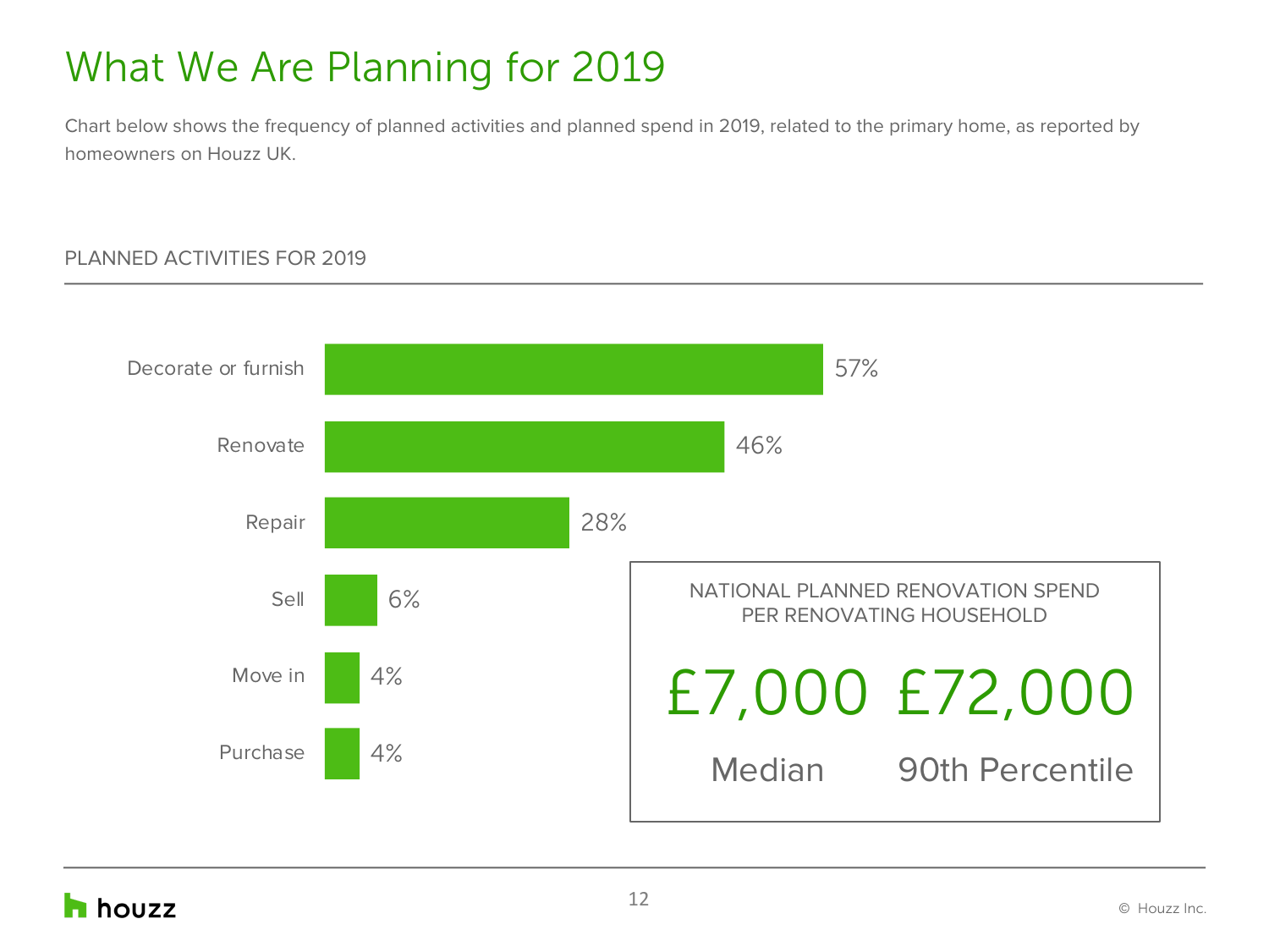# What We Are Planning for 2019

Chart below shows the frequency of planned activities and planned spend in 2019, related to the primary home, as reported by homeowners on Houzz UK.

## PLANNED ACTIVITIES FOR 2019

| Activity | % |
| --- | --- |
| Decorate or furnish | 57% |
| Renovate | 46% |
| Repair | 28% |
| Sell | 6% |
| Move in | 4% |
| Purchase | 4% |

### NATIONAL PLANNED RENOVATION SPEND PER RENOVATING HOUSEHOLD

| Median | 90th Percentile |
| --- | --- |
| £7,000 | £72,000 |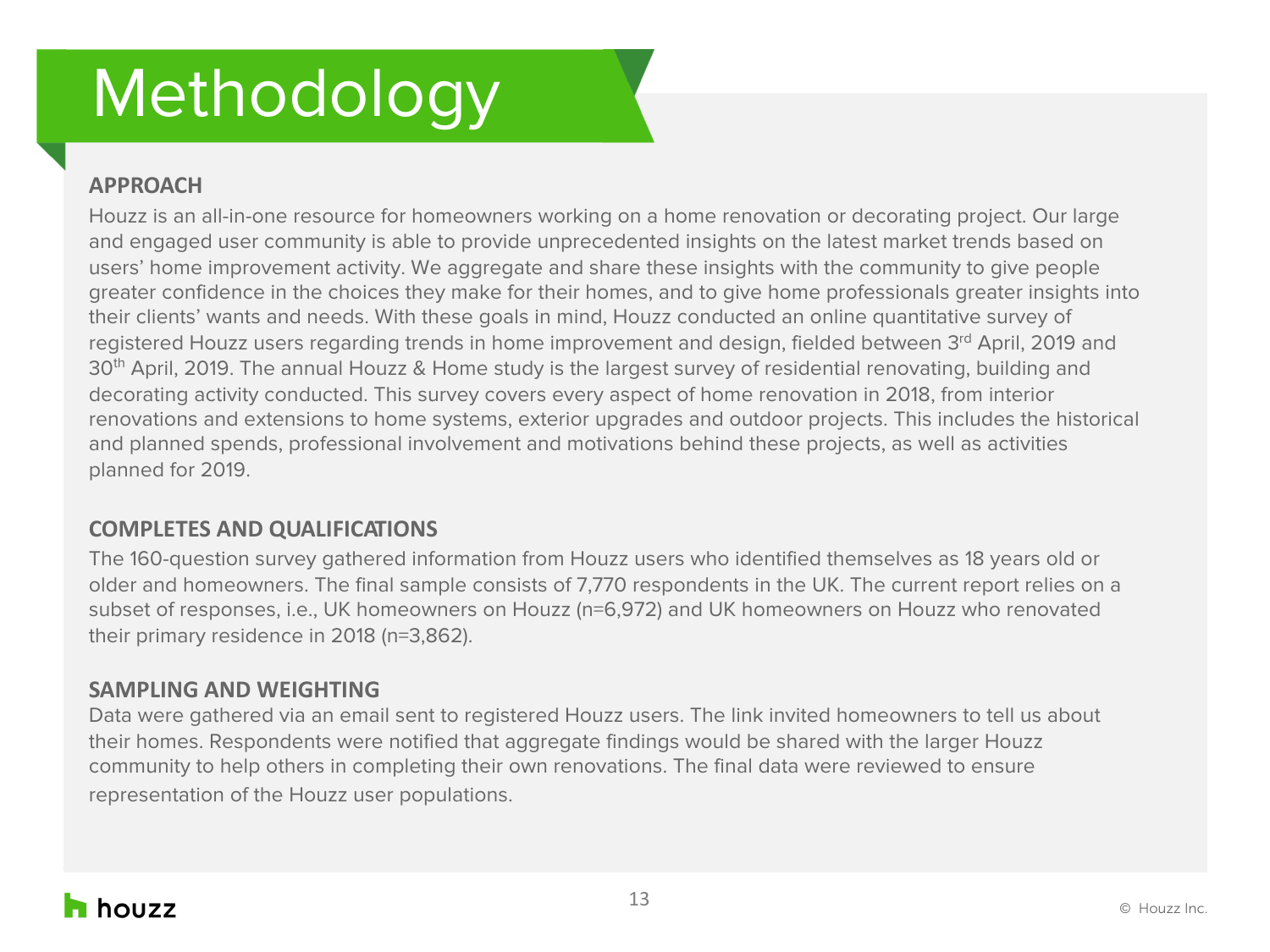# Methodology

## APPROACH

Houzz is an all-in-one resource for homeowners working on a home renovation or decorating project. Our large and engaged user community is able to provide unprecedented insights on the latest market trends based on users' home improvement activity. We aggregate and share these insights with the community to give people greater confidence in the choices they make for their homes, and to give home professionals greater insights into their clients' wants and needs. With these goals in mind, Houzz conducted an online quantitative survey of registered Houzz users regarding trends in home improvement and design, fielded between 3rd April, 2019 and 30th April, 2019. The annual Houzz & Home study is the largest survey of residential renovating, building and decorating activity conducted. This survey covers every aspect of home renovation in 2018, from interior renovations and extensions to home systems, exterior upgrades and outdoor projects. This includes the historical and planned spends, professional involvement and motivations behind these projects, as well as activities planned for 2019.

## COMPLETES AND QUALIFICATIONS

The 160-question survey gathered information from Houzz users who identified themselves as 18 years old or older and homeowners. The final sample consists of 7,770 respondents in the UK. The current report relies on a subset of responses, i.e., UK homeowners on Houzz (n=6,972) and UK homeowners on Houzz who renovated their primary residence in 2018 (n=3,862).

## SAMPLING AND WEIGHTING

Data were gathered via an email sent to registered Houzz users. The link invited homeowners to tell us about their homes. Respondents were notified that aggregate findings would be shared with the larger Houzz community to help others in completing their own renovations. The final data were reviewed to ensure representation of the Houzz user populations.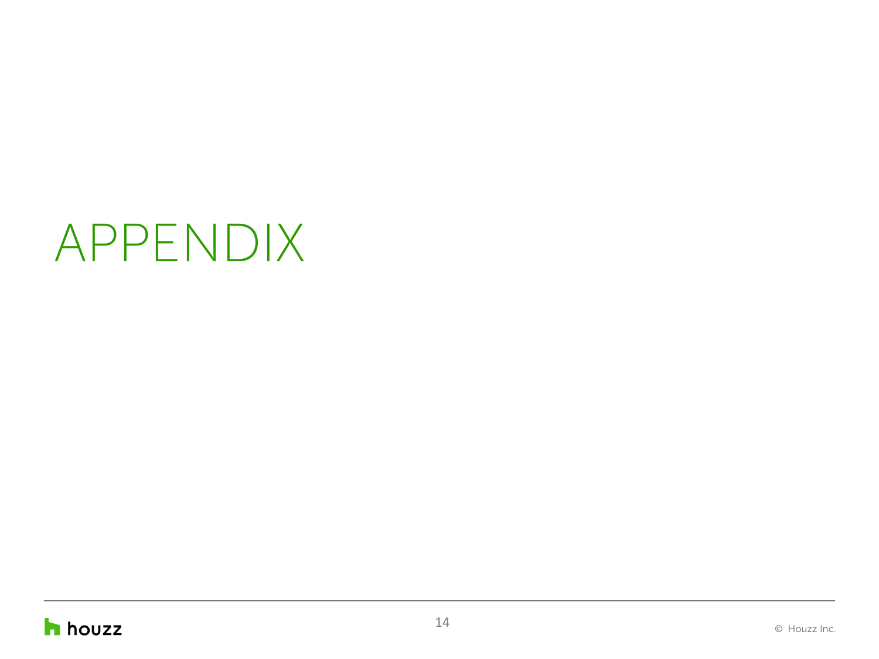# APPENDIX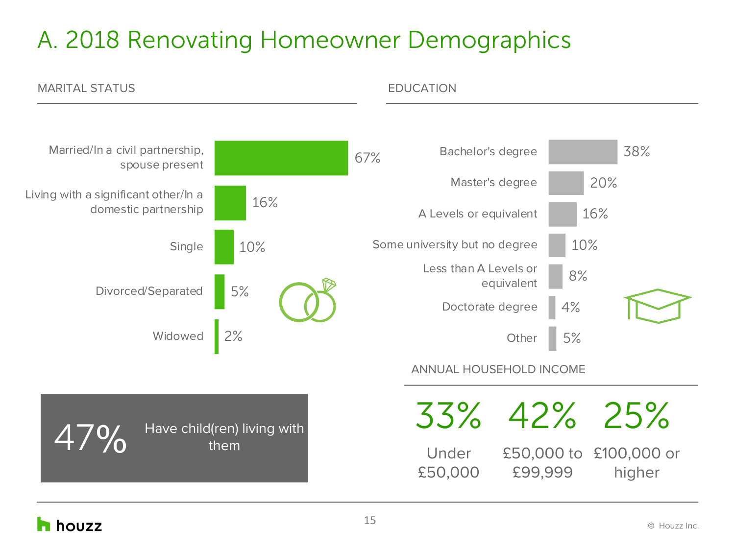# A. 2018 Renovating Homeowner Demographics

## MARITAL STATUS

| Marital Status | % |
|---|---|
| Married/In a civil partnership, spouse present | 67% |
| Living with a significant other/In a domestic partnership | 16% |
| Single | 10% |
| Divorced/Separated | 5% |
| Widowed | 2% |

**47%** Have child(ren) living with them

## EDUCATION

| Education | % |
|---|---|
| Bachelor's degree | 38% |
| Master's degree | 20% |
| A Levels or equivalent | 16% |
| Some university but no degree | 10% |
| Less than A Levels or equivalent | 8% |
| Doctorate degree | 4% |
| Other | 5% |

## ANNUAL HOUSEHOLD INCOME

| 33% | 42% | 25% |
|---|---|---|
| Under £50,000 | £50,000 to £99,999 | £100,000 or higher |

© Houzz Inc.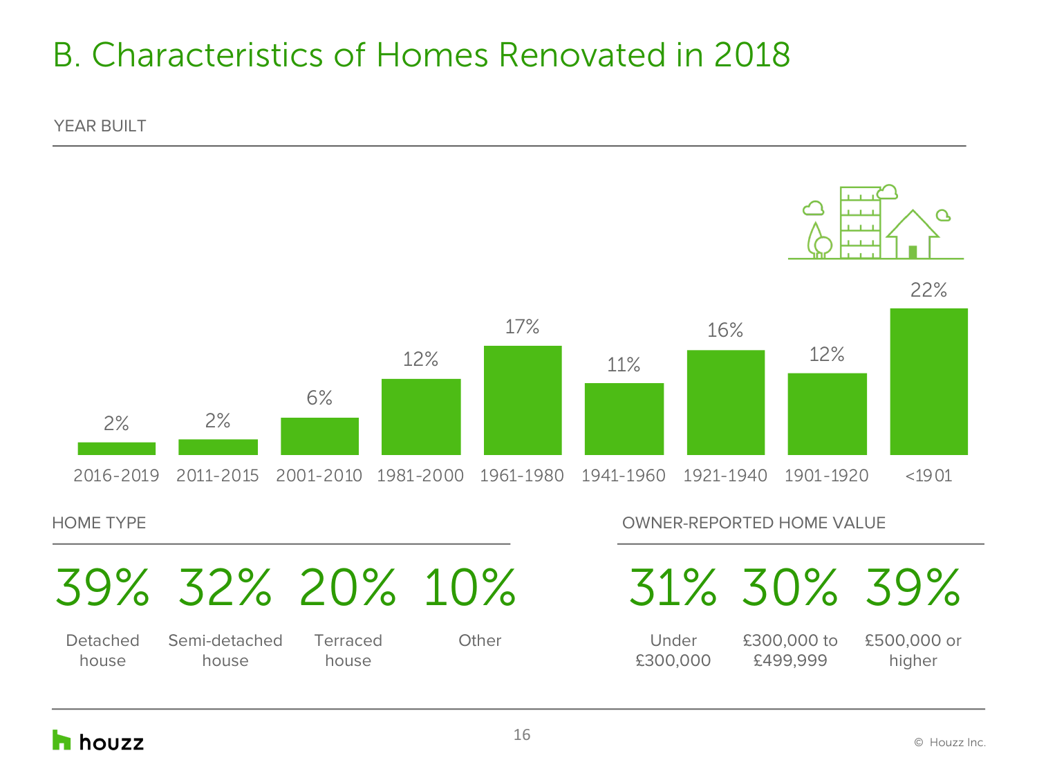# B. Characteristics of Homes Renovated in 2018

## YEAR BUILT

| 2016-2019 | 2011-2015 | 2001-2010 | 1981-2000 | 1961-1980 | 1941-1960 | 1921-1940 | 1901-1920 | <1901 |
|---|---|---|---|---|---|---|---|---|
| 2% | 2% | 6% | 12% | 17% | 11% | 16% | 12% | 22% |

## HOME TYPE

| Detached house | Semi-detached house | Terraced house | Other |
|---|---|---|---|
| 39% | 32% | 20% | 10% |

## OWNER-REPORTED HOME VALUE

| Under £300,000 | £300,000 to £499,999 | £500,000 or higher |
|---|---|---|
| 31% | 30% | 39% |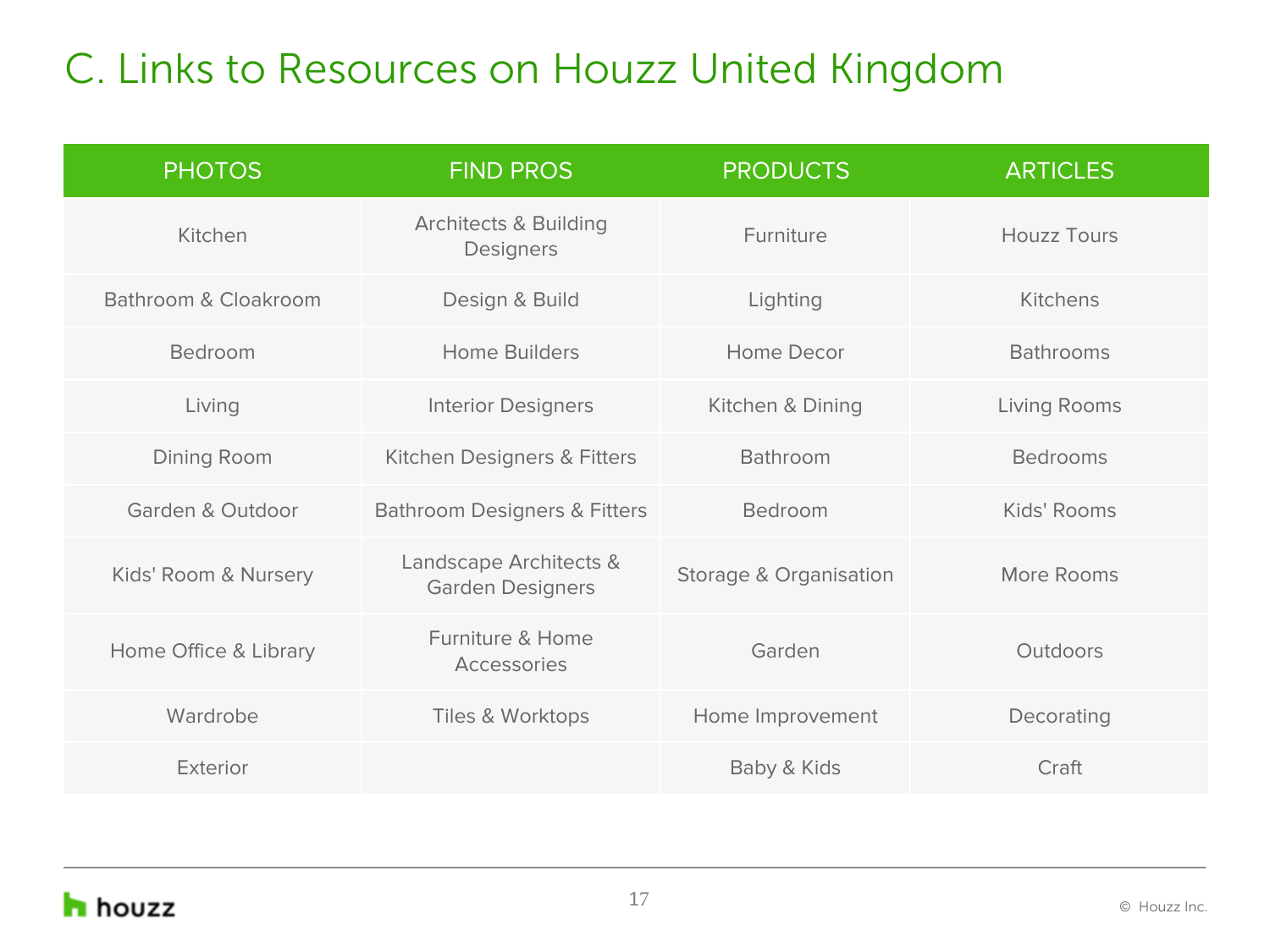# C. Links to Resources on Houzz United Kingdom

| PHOTOS | FIND PROS | PRODUCTS | ARTICLES |
|---|---|---|---|
| Kitchen | Architects & Building Designers | Furniture | Houzz Tours |
| Bathroom & Cloakroom | Design & Build | Lighting | Kitchens |
| Bedroom | Home Builders | Home Decor | Bathrooms |
| Living | Interior Designers | Kitchen & Dining | Living Rooms |
| Dining Room | Kitchen Designers & Fitters | Bathroom | Bedrooms |
| Garden & Outdoor | Bathroom Designers & Fitters | Bedroom | Kids' Rooms |
| Kids' Room & Nursery | Landscape Architects & Garden Designers | Storage & Organisation | More Rooms |
| Home Office & Library | Furniture & Home Accessories | Garden | Outdoors |
| Wardrobe | Tiles & Worktops | Home Improvement | Decorating |
| Exterior | | Baby & Kids | Craft |